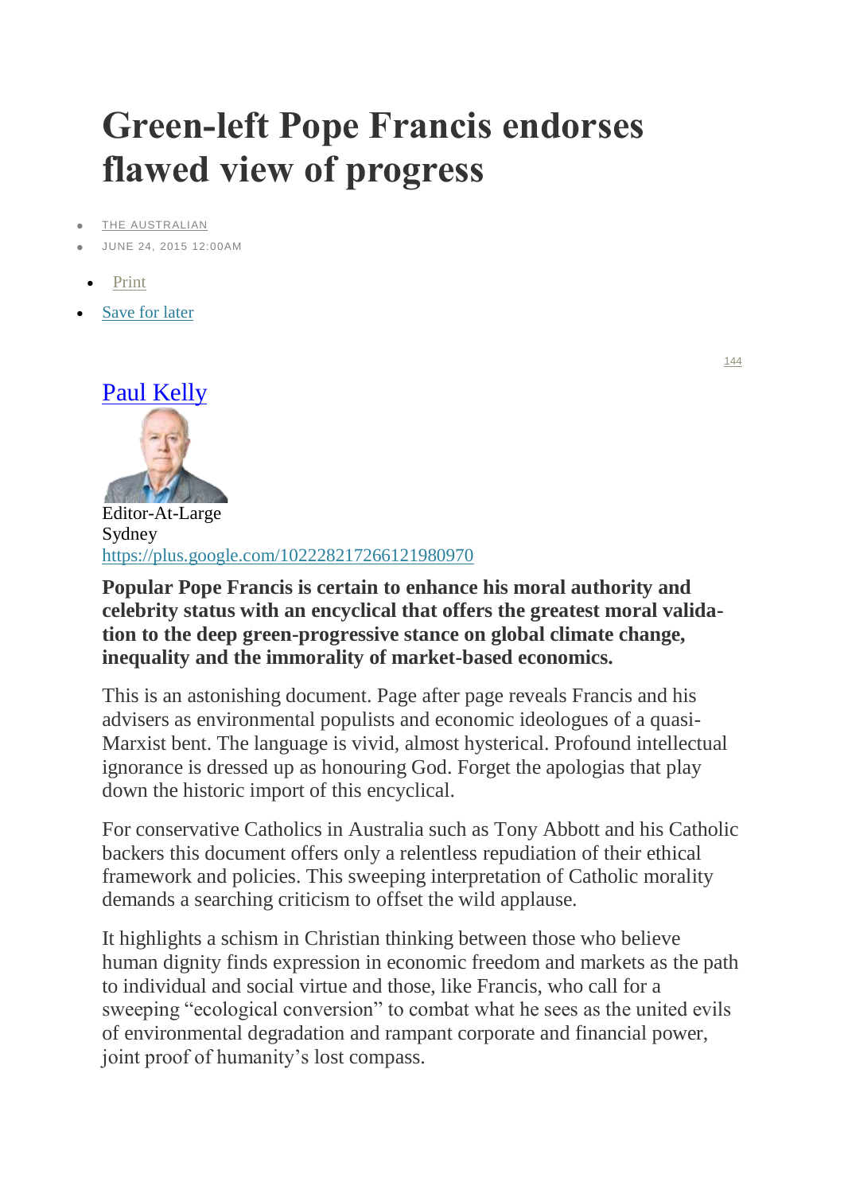# Green-left Pope Francis endorses flawed view of progress

- THE AUSTRALIAN
- JUNE 24, 2015 12:00AM

- Print
- Save for later

144

Paul Kelly

Editor-At-Large
Sydney
https://plus.google.com/102228217266121980970

**Popular Pope Francis is certain to enhance his moral authority and celebrity status with an encyclical that offers the greatest moral validation to the deep green-progressive stance on global climate change, inequality and the immorality of market-based economics.**

This is an astonishing document. Page after page reveals Francis and his advisers as environmental populists and economic ideologues of a quasi-Marxist bent. The language is vivid, almost hysterical. Profound intellectual ignorance is dressed up as honouring God. Forget the apologias that play down the historic import of this encyclical.

For conservative Catholics in Australia such as Tony Abbott and his Catholic backers this document offers only a relentless repudiation of their ethical framework and policies. This sweeping interpretation of Catholic morality demands a searching criticism to offset the wild applause.

It highlights a schism in Christian thinking between those who believe human dignity finds expression in economic freedom and markets as the path to individual and social virtue and those, like Francis, who call for a sweeping "ecological conversion" to combat what he sees as the united evils of environmental degradation and rampant corporate and financial power, joint proof of humanity's lost compass.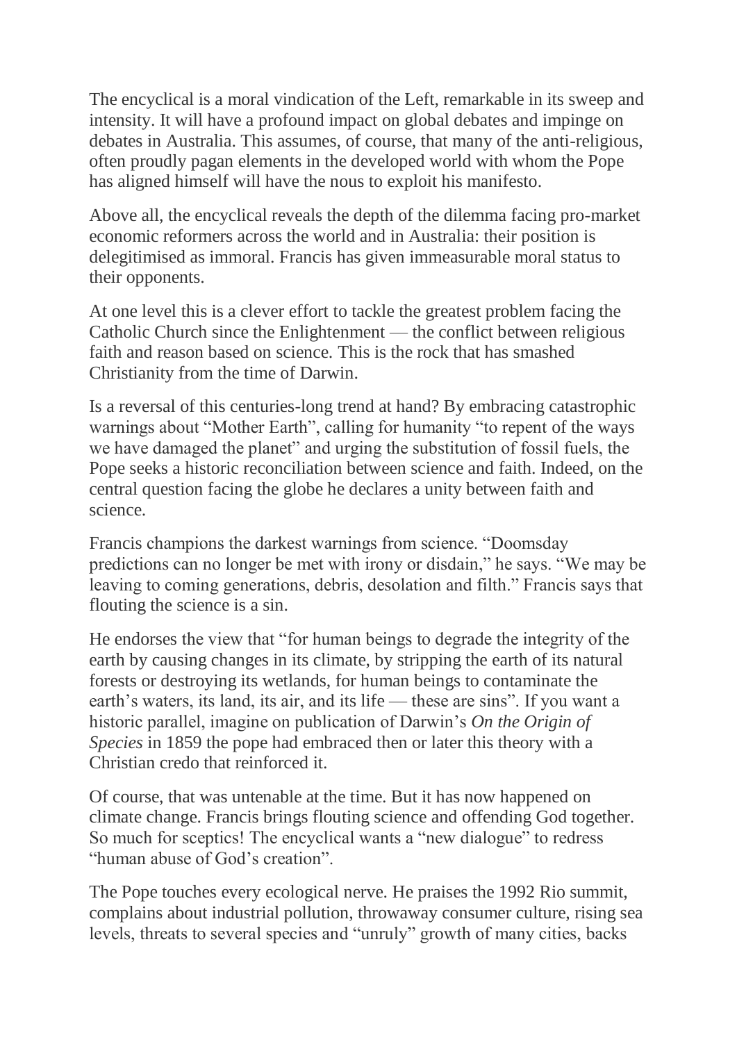The encyclical is a moral vindication of the Left, remarkable in its sweep and intensity. It will have a profound impact on global debates and impinge on debates in Australia. This assumes, of course, that many of the anti-religious, often proudly pagan elements in the developed world with whom the Pope has aligned himself will have the nous to exploit his manifesto.

Above all, the encyclical reveals the depth of the dilemma facing pro-market economic reformers across the world and in Australia: their position is delegitimised as immoral. Francis has given immeasurable moral status to their opponents.

At one level this is a clever effort to tackle the greatest problem facing the Catholic Church since the Enlightenment — the conflict between religious faith and reason based on science. This is the rock that has smashed Christianity from the time of Darwin.

Is a reversal of this centuries-long trend at hand? By embracing catastrophic warnings about "Mother Earth", calling for humanity "to repent of the ways we have damaged the planet" and urging the substitution of fossil fuels, the Pope seeks a historic reconciliation between science and faith. Indeed, on the central question facing the globe he declares a unity between faith and science.

Francis champions the darkest warnings from science. "Doomsday predictions can no longer be met with irony or disdain," he says. "We may be leaving to coming generations, debris, desolation and filth." Francis says that flouting the science is a sin.

He endorses the view that "for human beings to degrade the integrity of the earth by causing changes in its climate, by stripping the earth of its natural forests or destroying its wetlands, for human beings to contaminate the earth's waters, its land, its air, and its life — these are sins". If you want a historic parallel, imagine on publication of Darwin's *On the Origin of Species* in 1859 the pope had embraced then or later this theory with a Christian credo that reinforced it.

Of course, that was untenable at the time. But it has now happened on climate change. Francis brings flouting science and offending God together. So much for sceptics! The encyclical wants a "new dialogue" to redress "human abuse of God's creation".

The Pope touches every ecological nerve. He praises the 1992 Rio summit, complains about industrial pollution, throwaway consumer culture, rising sea levels, threats to several species and "unruly" growth of many cities, backs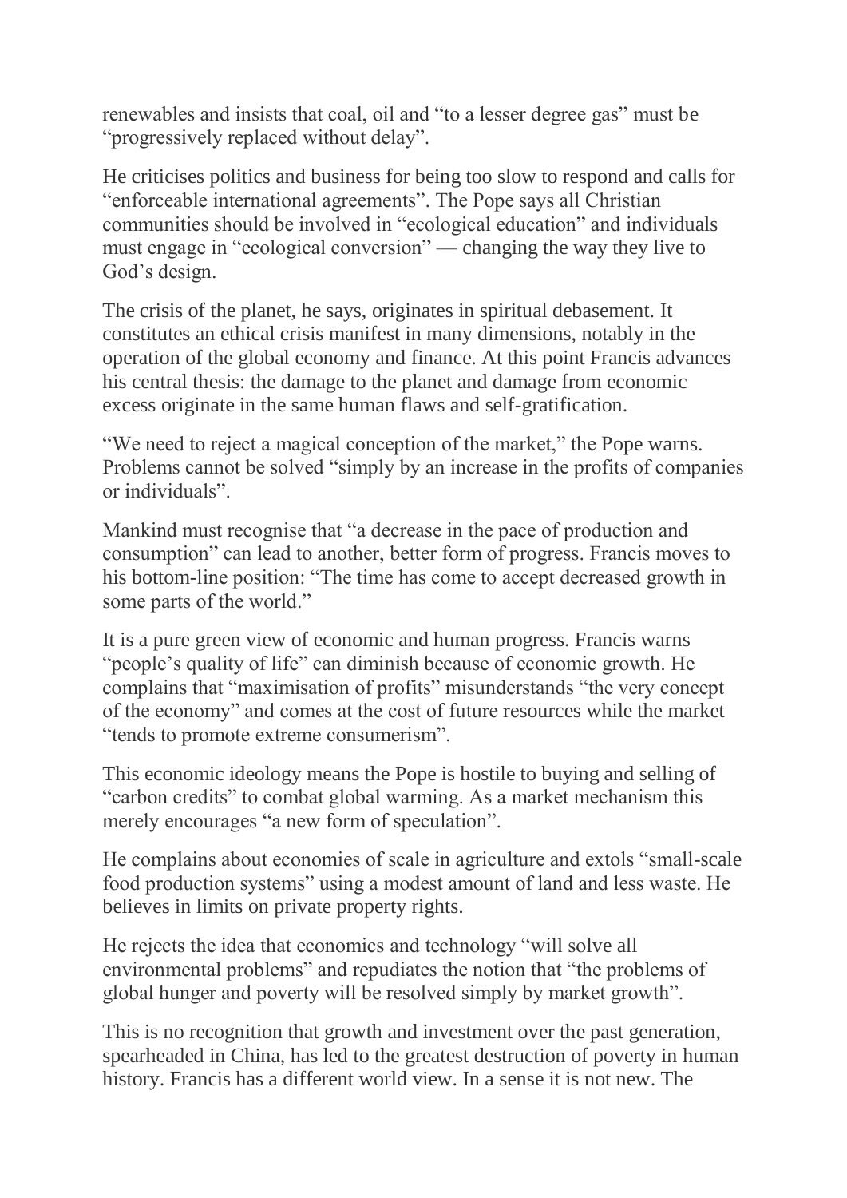renewables and insists that coal, oil and “to a lesser degree gas” must be “progressively replaced without delay”.

He criticises politics and business for being too slow to respond and calls for “enforceable international agreements”. The Pope says all Christian communities should be involved in “ecological education” and individuals must engage in “ecological conversion” — changing the way they live to God’s design.

The crisis of the planet, he says, originates in spiritual debasement. It constitutes an ethical crisis manifest in many dimensions, notably in the operation of the global economy and finance. At this point Francis advances his central thesis: the damage to the planet and damage from economic excess originate in the same human flaws and self-gratification.

“We need to reject a magical conception of the market,” the Pope warns. Problems cannot be solved “simply by an increase in the profits of companies or individuals”.

Mankind must recognise that “a decrease in the pace of production and consumption” can lead to another, better form of progress. Francis moves to his bottom-line position: “The time has come to accept decreased growth in some parts of the world.”

It is a pure green view of economic and human progress. Francis warns “people’s quality of life” can diminish because of economic growth. He complains that “maximisation of profits” misunderstands “the very concept of the economy” and comes at the cost of future resources while the market “tends to promote extreme consumerism”.

This economic ideology means the Pope is hostile to buying and selling of “carbon credits” to combat global warming. As a market mechanism this merely encourages “a new form of speculation”.

He complains about economies of scale in agriculture and extols “small-scale food production systems” using a modest amount of land and less waste. He believes in limits on private property rights.

He rejects the idea that economics and technology “will solve all environmental problems” and repudiates the notion that “the problems of global hunger and poverty will be resolved simply by market growth”.

This is no recognition that growth and investment over the past generation, spearheaded in China, has led to the greatest destruction of poverty in human history. Francis has a different world view. In a sense it is not new. The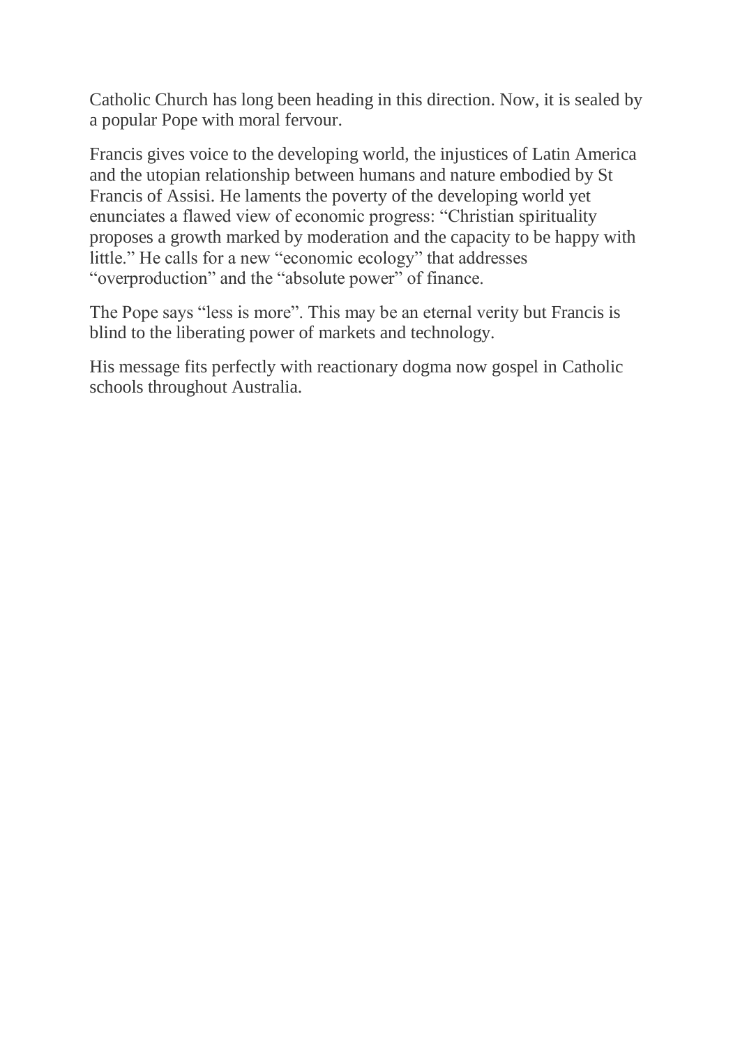Catholic Church has long been heading in this direction. Now, it is sealed by a popular Pope with moral fervour.

Francis gives voice to the developing world, the injustices of Latin America and the utopian relationship between humans and nature embodied by St Francis of Assisi. He laments the poverty of the developing world yet enunciates a flawed view of economic progress: "Christian spirituality proposes a growth marked by moderation and the capacity to be happy with little." He calls for a new "economic ecology" that addresses "overproduction" and the "absolute power" of finance.

The Pope says "less is more". This may be an eternal verity but Francis is blind to the liberating power of markets and technology.

His message fits perfectly with reactionary dogma now gospel in Catholic schools throughout Australia.